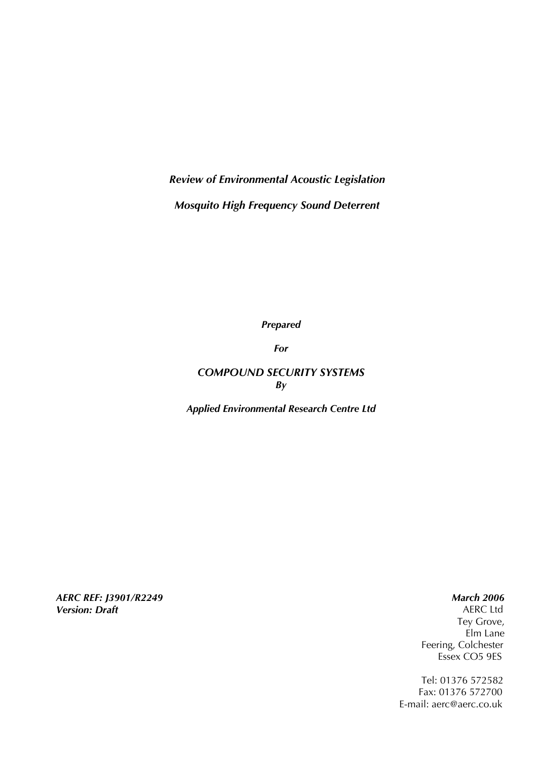***Review of Environmental Acoustic Legislation***

***Mosquito High Frequency Sound Deterrent***

***Prepared***

***For***

*COMPOUND SECURITY SYSTEMS*

***By***

***Applied Environmental Research Centre Ltd***

***AERC REF: J3901/R2249***
***Version: Draft***

***March 2006***

AERC Ltd
Tey Grove,
Elm Lane
Feering, Colchester
Essex CO5 9ES

Tel: 01376 572582
Fax: 01376 572700
E-mail: aerc@aerc.co.uk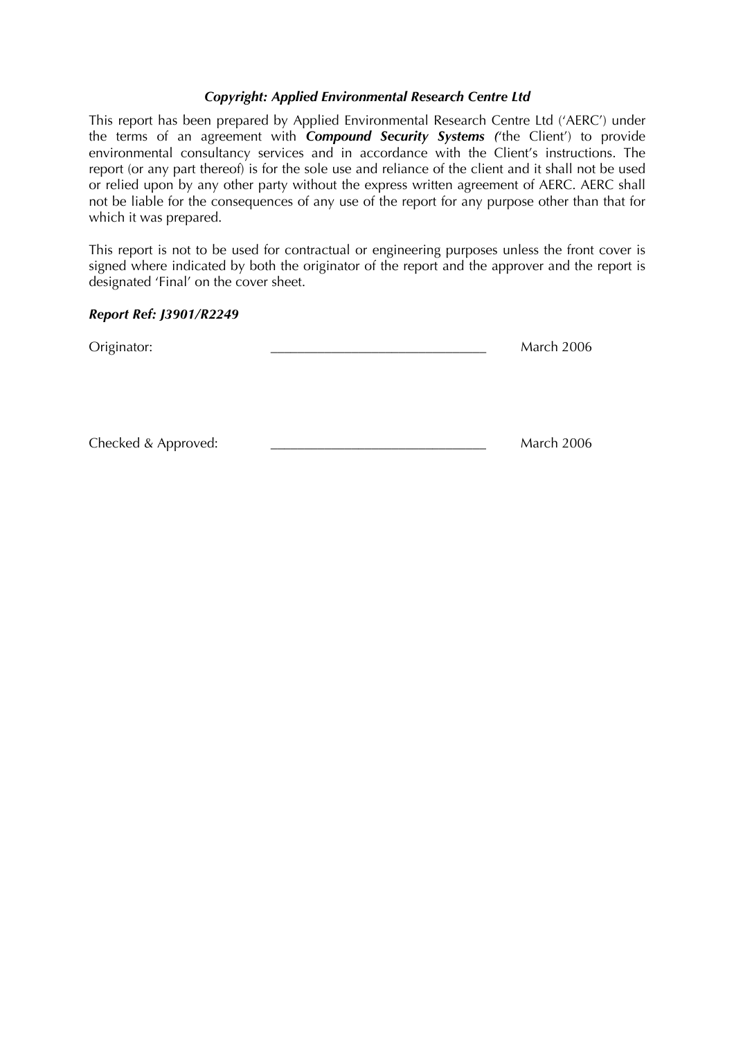***Copyright: Applied Environmental Research Centre Ltd***

This report has been prepared by Applied Environmental Research Centre Ltd ('AERC') under the terms of an agreement with ***Compound Security Systems (***'the Client') to provide environmental consultancy services and in accordance with the Client's instructions. The report (or any part thereof) is for the sole use and reliance of the client and it shall not be used or relied upon by any other party without the express written agreement of AERC. AERC shall not be liable for the consequences of any use of the report for any purpose other than that for which it was prepared.

This report is not to be used for contractual or engineering purposes unless the front cover is signed where indicated by both the originator of the report and the approver and the report is designated 'Final' on the cover sheet.

***Report Ref: J3901/R2249***

Originator: ______________________________ March 2006

Checked & Approved: ______________________________ March 2006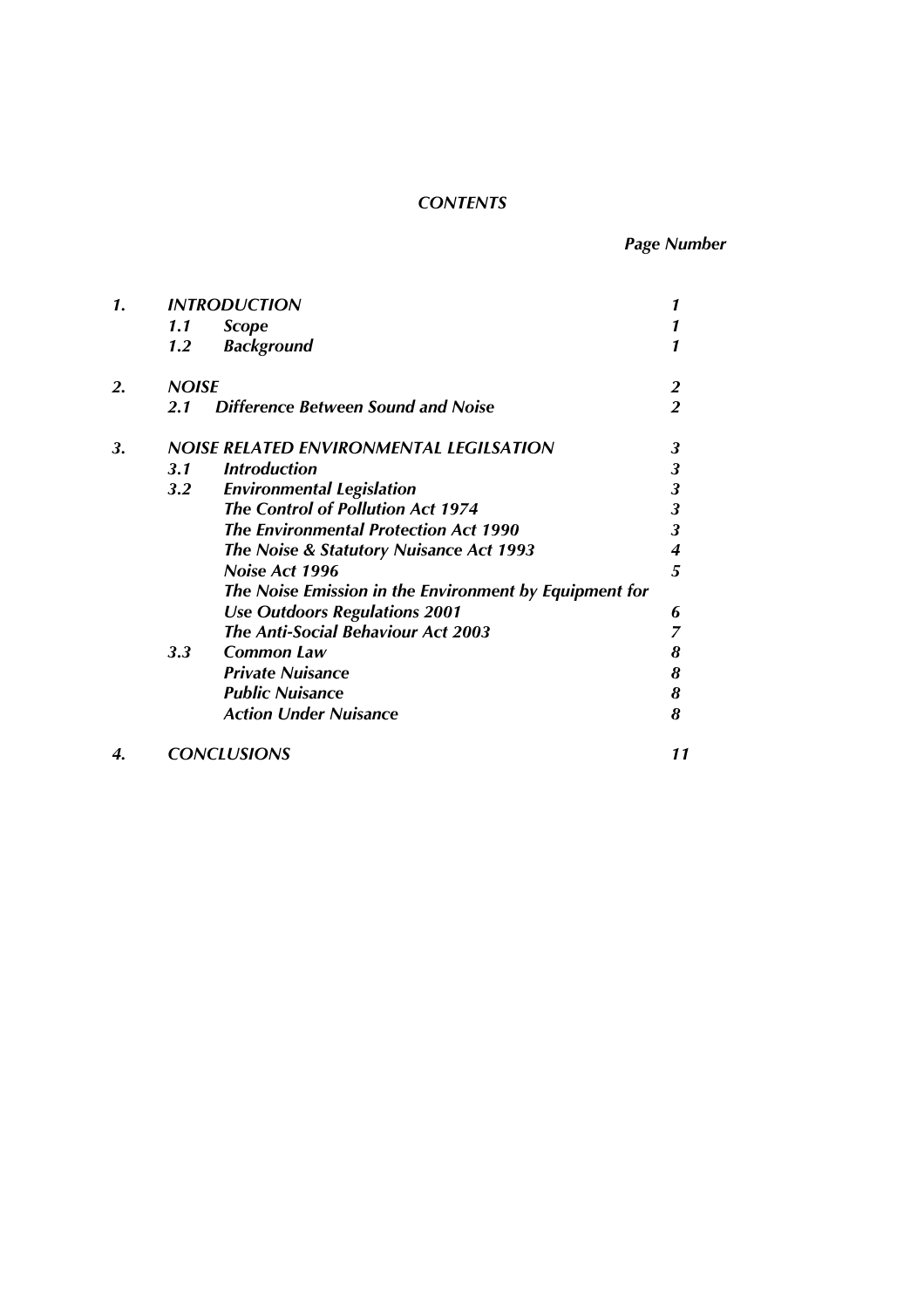# *CONTENTS*

| | | | *Page Number* |
|---|---|---|---|
| ***1.*** | ***INTRODUCTION*** | | ***1*** |
| | ***1.1*** | ***Scope*** | ***1*** |
| | ***1.2*** | ***Background*** | ***1*** |
| ***2.*** | ***NOISE*** | | ***2*** |
| | ***2.1*** | ***Difference Between Sound and Noise*** | ***2*** |
| ***3.*** | ***NOISE RELATED ENVIRONMENTAL LEGILSATION*** | | ***3*** |
| | ***3.1*** | ***Introduction*** | ***3*** |
| | ***3.2*** | ***Environmental Legislation*** | ***3*** |
| | | ***The Control of Pollution Act 1974*** | ***3*** |
| | | ***The Environmental Protection Act 1990*** | ***3*** |
| | | ***The Noise & Statutory Nuisance Act 1993*** | ***4*** |
| | | ***Noise Act 1996*** | ***5*** |
| | | ***The Noise Emission in the Environment by Equipment for Use Outdoors Regulations 2001*** | ***6*** |
| | | ***The Anti-Social Behaviour Act 2003*** | ***7*** |
| | ***3.3*** | ***Common Law*** | ***8*** |
| | | ***Private Nuisance*** | ***8*** |
| | | ***Public Nuisance*** | ***8*** |
| | | ***Action Under Nuisance*** | ***8*** |
| ***4.*** | ***CONCLUSIONS*** | | ***11*** |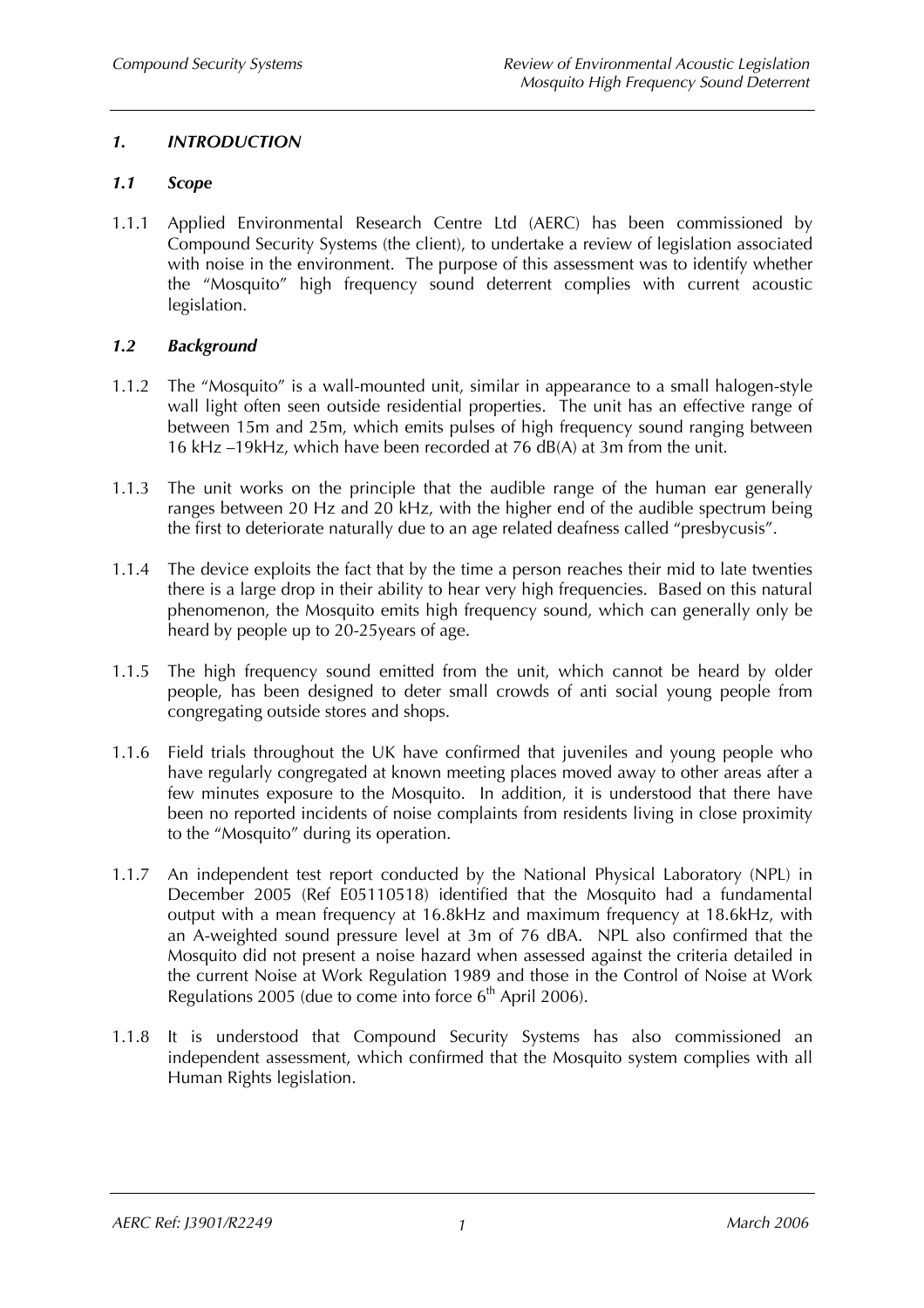## *1. INTRODUCTION*

### *1.1 Scope*

1.1.1 Applied Environmental Research Centre Ltd (AERC) has been commissioned by Compound Security Systems (the client), to undertake a review of legislation associated with noise in the environment. The purpose of this assessment was to identify whether the "Mosquito" high frequency sound deterrent complies with current acoustic legislation.

### *1.2 Background*

1.1.2 The "Mosquito" is a wall-mounted unit, similar in appearance to a small halogen-style wall light often seen outside residential properties. The unit has an effective range of between 15m and 25m, which emits pulses of high frequency sound ranging between 16 kHz –19kHz, which have been recorded at 76 dB(A) at 3m from the unit.

1.1.3 The unit works on the principle that the audible range of the human ear generally ranges between 20 Hz and 20 kHz, with the higher end of the audible spectrum being the first to deteriorate naturally due to an age related deafness called "presbycusis".

1.1.4 The device exploits the fact that by the time a person reaches their mid to late twenties there is a large drop in their ability to hear very high frequencies. Based on this natural phenomenon, the Mosquito emits high frequency sound, which can generally only be heard by people up to 20-25years of age.

1.1.5 The high frequency sound emitted from the unit, which cannot be heard by older people, has been designed to deter small crowds of anti social young people from congregating outside stores and shops.

1.1.6 Field trials throughout the UK have confirmed that juveniles and young people who have regularly congregated at known meeting places moved away to other areas after a few minutes exposure to the Mosquito. In addition, it is understood that there have been no reported incidents of noise complaints from residents living in close proximity to the "Mosquito" during its operation.

1.1.7 An independent test report conducted by the National Physical Laboratory (NPL) in December 2005 (Ref E05110518) identified that the Mosquito had a fundamental output with a mean frequency at 16.8kHz and maximum frequency at 18.6kHz, with an A-weighted sound pressure level at 3m of 76 dBA. NPL also confirmed that the Mosquito did not present a noise hazard when assessed against the criteria detailed in the current Noise at Work Regulation 1989 and those in the Control of Noise at Work Regulations 2005 (due to come into force 6th April 2006).

1.1.8 It is understood that Compound Security Systems has also commissioned an independent assessment, which confirmed that the Mosquito system complies with all Human Rights legislation.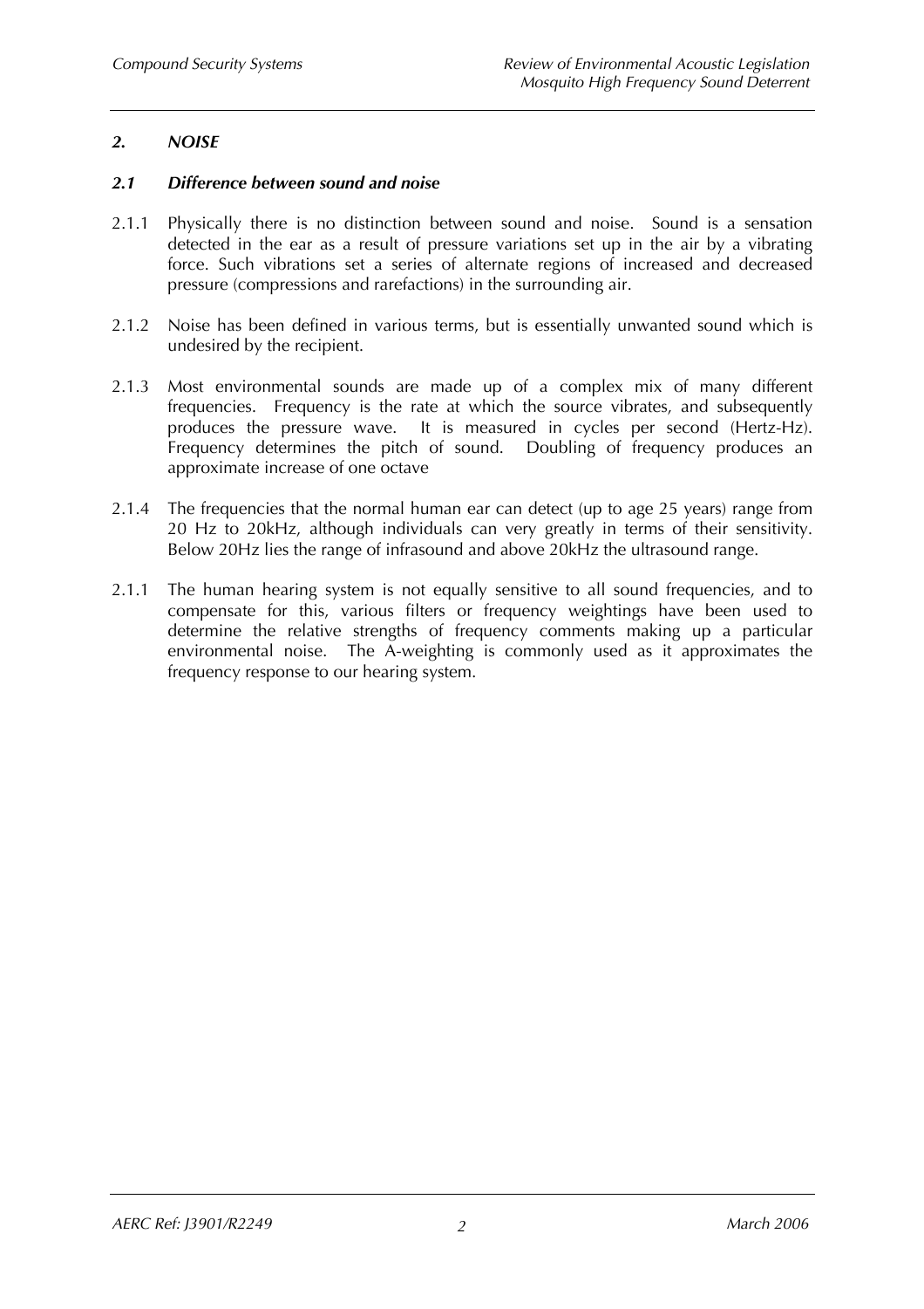## *2. NOISE*

### *2.1 Difference between sound and noise*

2.1.1 Physically there is no distinction between sound and noise. Sound is a sensation detected in the ear as a result of pressure variations set up in the air by a vibrating force. Such vibrations set a series of alternate regions of increased and decreased pressure (compressions and rarefactions) in the surrounding air.

2.1.2 Noise has been defined in various terms, but is essentially unwanted sound which is undesired by the recipient.

2.1.3 Most environmental sounds are made up of a complex mix of many different frequencies. Frequency is the rate at which the source vibrates, and subsequently produces the pressure wave. It is measured in cycles per second (Hertz-Hz). Frequency determines the pitch of sound. Doubling of frequency produces an approximate increase of one octave

2.1.4 The frequencies that the normal human ear can detect (up to age 25 years) range from 20 Hz to 20kHz, although individuals can very greatly in terms of their sensitivity. Below 20Hz lies the range of infrasound and above 20kHz the ultrasound range.

2.1.1 The human hearing system is not equally sensitive to all sound frequencies, and to compensate for this, various filters or frequency weightings have been used to determine the relative strengths of frequency comments making up a particular environmental noise. The A-weighting is commonly used as it approximates the frequency response to our hearing system.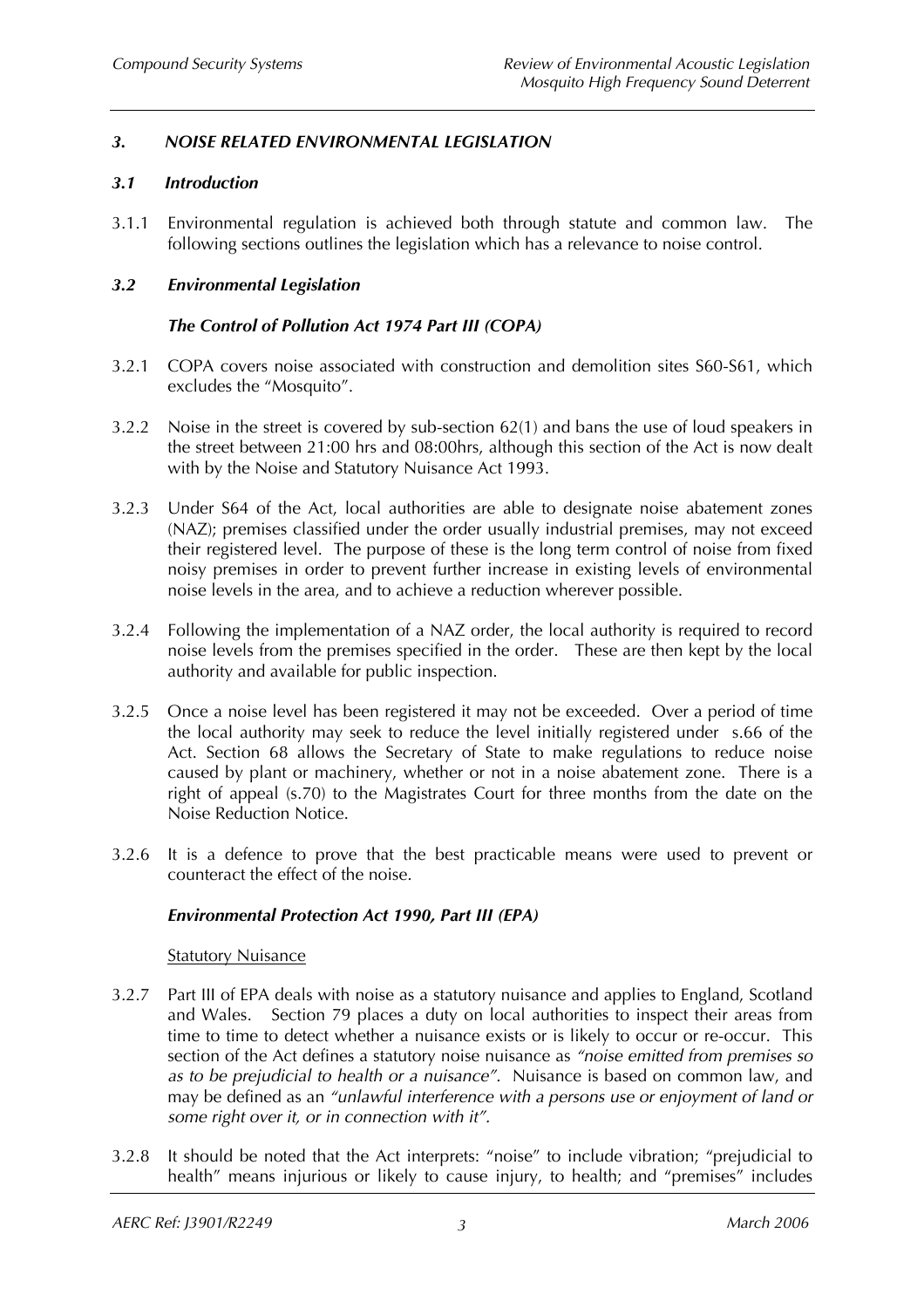## *3. NOISE RELATED ENVIRONMENTAL LEGISLATION*

### *3.1 Introduction*

3.1.1 Environmental regulation is achieved both through statute and common law. The following sections outlines the legislation which has a relevance to noise control.

### *3.2 Environmental Legislation*

#### *The Control of Pollution Act 1974 Part III (COPA)*

3.2.1 COPA covers noise associated with construction and demolition sites S60-S61, which excludes the "Mosquito".

3.2.2 Noise in the street is covered by sub-section 62(1) and bans the use of loud speakers in the street between 21:00 hrs and 08:00hrs, although this section of the Act is now dealt with by the Noise and Statutory Nuisance Act 1993.

3.2.3 Under S64 of the Act, local authorities are able to designate noise abatement zones (NAZ); premises classified under the order usually industrial premises, may not exceed their registered level. The purpose of these is the long term control of noise from fixed noisy premises in order to prevent further increase in existing levels of environmental noise levels in the area, and to achieve a reduction wherever possible.

3.2.4 Following the implementation of a NAZ order, the local authority is required to record noise levels from the premises specified in the order. These are then kept by the local authority and available for public inspection.

3.2.5 Once a noise level has been registered it may not be exceeded. Over a period of time the local authority may seek to reduce the level initially registered under s.66 of the Act. Section 68 allows the Secretary of State to make regulations to reduce noise caused by plant or machinery, whether or not in a noise abatement zone. There is a right of appeal (s.70) to the Magistrates Court for three months from the date on the Noise Reduction Notice.

3.2.6 It is a defence to prove that the best practicable means were used to prevent or counteract the effect of the noise.

#### *Environmental Protection Act 1990, Part III (EPA)*

Statutory Nuisance

3.2.7 Part III of EPA deals with noise as a statutory nuisance and applies to England, Scotland and Wales. Section 79 places a duty on local authorities to inspect their areas from time to time to detect whether a nuisance exists or is likely to occur or re-occur. This section of the Act defines a statutory noise nuisance as *"noise emitted from premises so as to be prejudicial to health or a nuisance"*. Nuisance is based on common law, and may be defined as an *"unlawful interference with a persons use or enjoyment of land or some right over it, or in connection with it"*.

3.2.8 It should be noted that the Act interprets: "noise" to include vibration; "prejudicial to health" means injurious or likely to cause injury, to health; and "premises" includes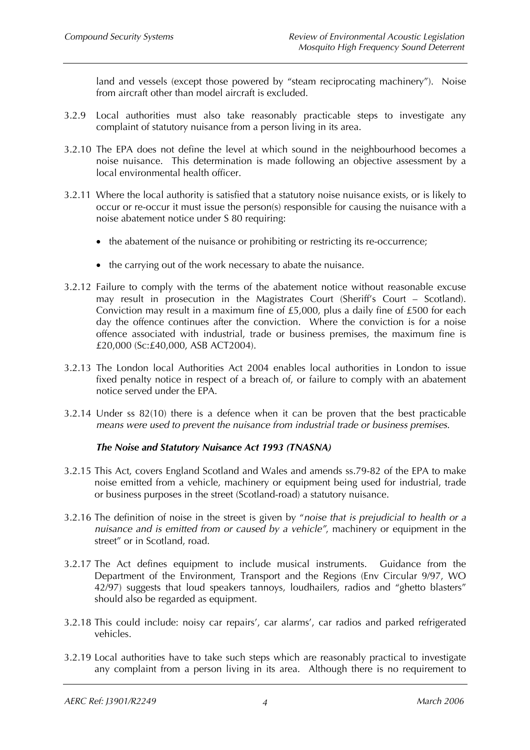land and vessels (except those powered by "steam reciprocating machinery"). Noise from aircraft other than model aircraft is excluded.

3.2.9 Local authorities must also take reasonably practicable steps to investigate any complaint of statutory nuisance from a person living in its area.

3.2.10 The EPA does not define the level at which sound in the neighbourhood becomes a noise nuisance. This determination is made following an objective assessment by a local environmental health officer.

3.2.11 Where the local authority is satisfied that a statutory noise nuisance exists, or is likely to occur or re-occur it must issue the person(s) responsible for causing the nuisance with a noise abatement notice under S 80 requiring:

- the abatement of the nuisance or prohibiting or restricting its re-occurrence;
- the carrying out of the work necessary to abate the nuisance.

3.2.12 Failure to comply with the terms of the abatement notice without reasonable excuse may result in prosecution in the Magistrates Court (Sheriff's Court – Scotland). Conviction may result in a maximum fine of £5,000, plus a daily fine of £500 for each day the offence continues after the conviction. Where the conviction is for a noise offence associated with industrial, trade or business premises, the maximum fine is £20,000 (Sc:£40,000, ASB ACT2004).

3.2.13 The London local Authorities Act 2004 enables local authorities in London to issue fixed penalty notice in respect of a breach of, or failure to comply with an abatement notice served under the EPA.

3.2.14 Under ss 82(10) there is a defence when it can be proven that the best practicable *means were used to prevent the nuisance from industrial trade or business premises.*

***The Noise and Statutory Nuisance Act 1993 (TNASNA)***

3.2.15 This Act, covers England Scotland and Wales and amends ss.79-82 of the EPA to make noise emitted from a vehicle, machinery or equipment being used for industrial, trade or business purposes in the street (Scotland-road) a statutory nuisance.

3.2.16 The definition of noise in the street is given by "*noise that is prejudicial to health or a nuisance and is emitted from or caused by a vehicle"*, machinery or equipment in the street" or in Scotland, road.

3.2.17 The Act defines equipment to include musical instruments. Guidance from the Department of the Environment, Transport and the Regions (Env Circular 9/97, WO 42/97) suggests that loud speakers tannoys, loudhailers, radios and "ghetto blasters" should also be regarded as equipment.

3.2.18 This could include: noisy car repairs', car alarms', car radios and parked refrigerated vehicles.

3.2.19 Local authorities have to take such steps which are reasonably practical to investigate any complaint from a person living in its area. Although there is no requirement to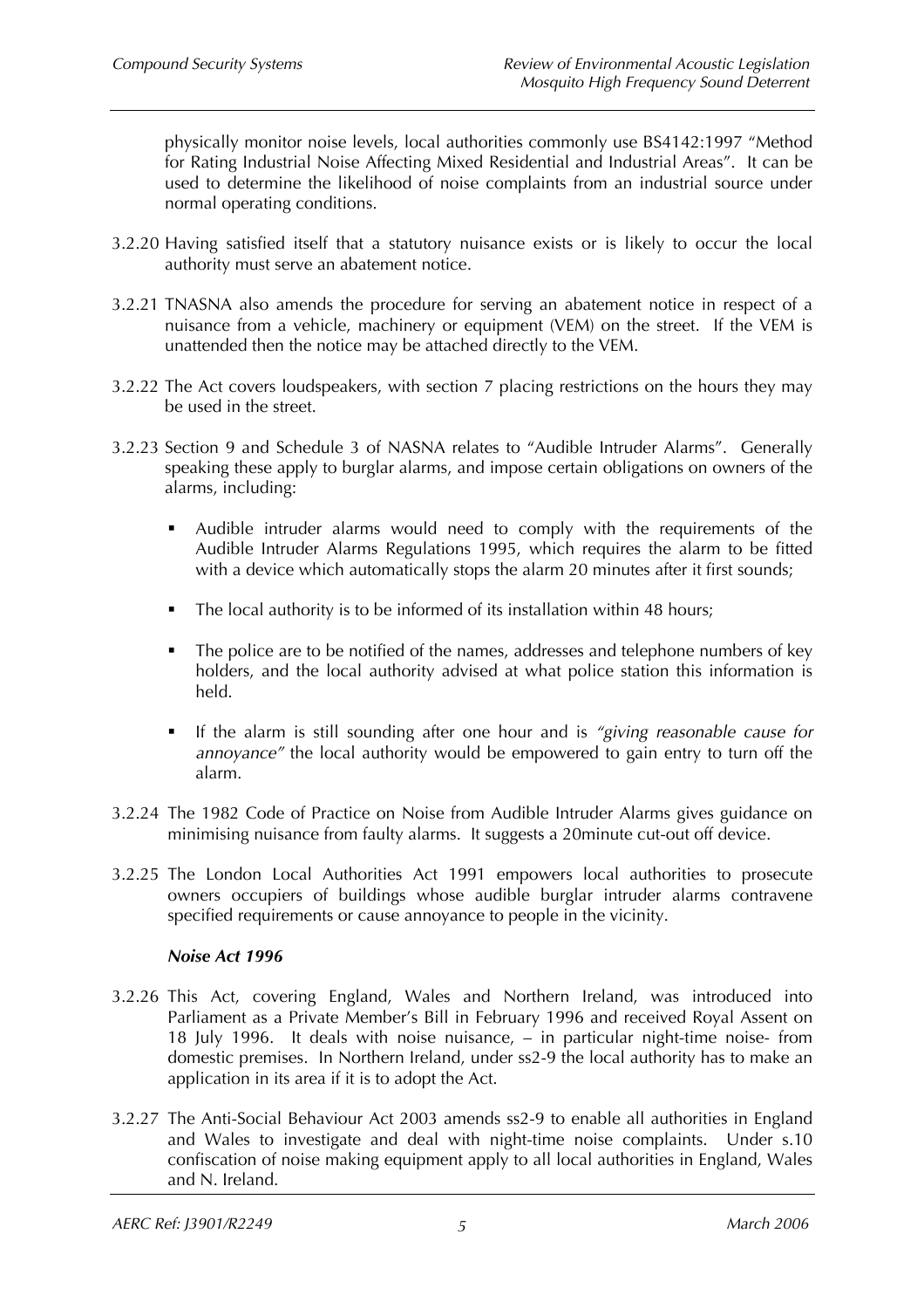physically monitor noise levels, local authorities commonly use BS4142:1997 "Method for Rating Industrial Noise Affecting Mixed Residential and Industrial Areas". It can be used to determine the likelihood of noise complaints from an industrial source under normal operating conditions.

3.2.20 Having satisfied itself that a statutory nuisance exists or is likely to occur the local authority must serve an abatement notice.

3.2.21 TNASNA also amends the procedure for serving an abatement notice in respect of a nuisance from a vehicle, machinery or equipment (VEM) on the street. If the VEM is unattended then the notice may be attached directly to the VEM.

3.2.22 The Act covers loudspeakers, with section 7 placing restrictions on the hours they may be used in the street.

3.2.23 Section 9 and Schedule 3 of NASNA relates to "Audible Intruder Alarms". Generally speaking these apply to burglar alarms, and impose certain obligations on owners of the alarms, including:

- Audible intruder alarms would need to comply with the requirements of the Audible Intruder Alarms Regulations 1995, which requires the alarm to be fitted with a device which automatically stops the alarm 20 minutes after it first sounds;
- The local authority is to be informed of its installation within 48 hours;
- The police are to be notified of the names, addresses and telephone numbers of key holders, and the local authority advised at what police station this information is held.
- If the alarm is still sounding after one hour and is *"giving reasonable cause for annoyance"* the local authority would be empowered to gain entry to turn off the alarm.

3.2.24 The 1982 Code of Practice on Noise from Audible Intruder Alarms gives guidance on minimising nuisance from faulty alarms. It suggests a 20minute cut-out off device.

3.2.25 The London Local Authorities Act 1991 empowers local authorities to prosecute owners occupiers of buildings whose audible burglar intruder alarms contravene specified requirements or cause annoyance to people in the vicinity.

***Noise Act 1996***

3.2.26 This Act, covering England, Wales and Northern Ireland, was introduced into Parliament as a Private Member's Bill in February 1996 and received Royal Assent on 18 July 1996. It deals with noise nuisance, – in particular night-time noise- from domestic premises. In Northern Ireland, under ss2-9 the local authority has to make an application in its area if it is to adopt the Act.

3.2.27 The Anti-Social Behaviour Act 2003 amends ss2-9 to enable all authorities in England and Wales to investigate and deal with night-time noise complaints. Under s.10 confiscation of noise making equipment apply to all local authorities in England, Wales and N. Ireland.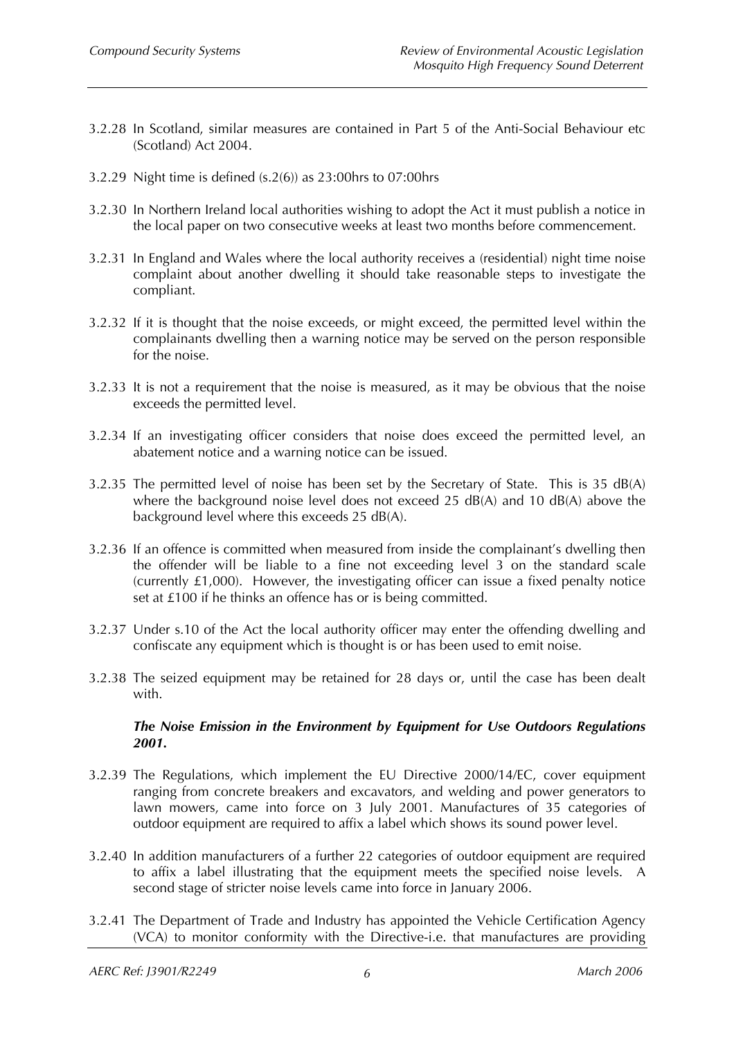3.2.28 In Scotland, similar measures are contained in Part 5 of the Anti-Social Behaviour etc (Scotland) Act 2004.

3.2.29 Night time is defined (s.2(6)) as 23:00hrs to 07:00hrs

3.2.30 In Northern Ireland local authorities wishing to adopt the Act it must publish a notice in the local paper on two consecutive weeks at least two months before commencement.

3.2.31 In England and Wales where the local authority receives a (residential) night time noise complaint about another dwelling it should take reasonable steps to investigate the compliant.

3.2.32 If it is thought that the noise exceeds, or might exceed, the permitted level within the complainants dwelling then a warning notice may be served on the person responsible for the noise.

3.2.33 It is not a requirement that the noise is measured, as it may be obvious that the noise exceeds the permitted level.

3.2.34 If an investigating officer considers that noise does exceed the permitted level, an abatement notice and a warning notice can be issued.

3.2.35 The permitted level of noise has been set by the Secretary of State. This is 35 dB(A) where the background noise level does not exceed 25 dB(A) and 10 dB(A) above the background level where this exceeds 25 dB(A).

3.2.36 If an offence is committed when measured from inside the complainant's dwelling then the offender will be liable to a fine not exceeding level 3 on the standard scale (currently £1,000). However, the investigating officer can issue a fixed penalty notice set at £100 if he thinks an offence has or is being committed.

3.2.37 Under s.10 of the Act the local authority officer may enter the offending dwelling and confiscate any equipment which is thought is or has been used to emit noise.

3.2.38 The seized equipment may be retained for 28 days or, until the case has been dealt with.

***The Noise Emission in the Environment by Equipment for Use Outdoors Regulations 2001.***

3.2.39 The Regulations, which implement the EU Directive 2000/14/EC, cover equipment ranging from concrete breakers and excavators, and welding and power generators to lawn mowers, came into force on 3 July 2001. Manufactures of 35 categories of outdoor equipment are required to affix a label which shows its sound power level.

3.2.40 In addition manufacturers of a further 22 categories of outdoor equipment are required to affix a label illustrating that the equipment meets the specified noise levels. A second stage of stricter noise levels came into force in January 2006.

3.2.41 The Department of Trade and Industry has appointed the Vehicle Certification Agency (VCA) to monitor conformity with the Directive-i.e. that manufactures are providing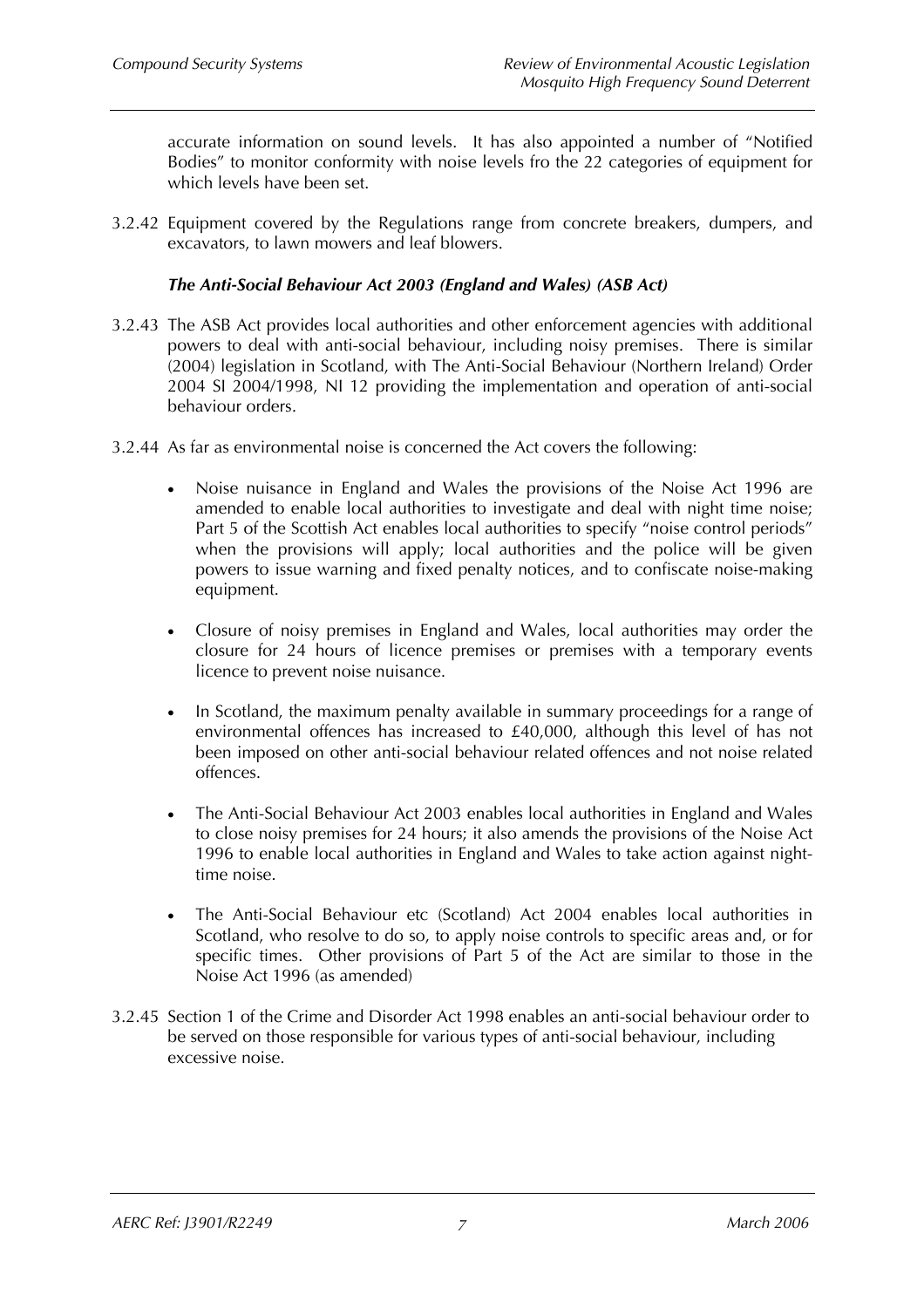accurate information on sound levels. It has also appointed a number of "Notified Bodies" to monitor conformity with noise levels fro the 22 categories of equipment for which levels have been set.

3.2.42 Equipment covered by the Regulations range from concrete breakers, dumpers, and excavators, to lawn mowers and leaf blowers.

***The Anti-Social Behaviour Act 2003 (England and Wales) (ASB Act)***

3.2.43 The ASB Act provides local authorities and other enforcement agencies with additional powers to deal with anti-social behaviour, including noisy premises. There is similar (2004) legislation in Scotland, with The Anti-Social Behaviour (Northern Ireland) Order 2004 SI 2004/1998, NI 12 providing the implementation and operation of anti-social behaviour orders.

3.2.44 As far as environmental noise is concerned the Act covers the following:

- Noise nuisance in England and Wales the provisions of the Noise Act 1996 are amended to enable local authorities to investigate and deal with night time noise; Part 5 of the Scottish Act enables local authorities to specify "noise control periods" when the provisions will apply; local authorities and the police will be given powers to issue warning and fixed penalty notices, and to confiscate noise-making equipment.
- Closure of noisy premises in England and Wales, local authorities may order the closure for 24 hours of licence premises or premises with a temporary events licence to prevent noise nuisance.
- In Scotland, the maximum penalty available in summary proceedings for a range of environmental offences has increased to £40,000, although this level of has not been imposed on other anti-social behaviour related offences and not noise related offences.
- The Anti-Social Behaviour Act 2003 enables local authorities in England and Wales to close noisy premises for 24 hours; it also amends the provisions of the Noise Act 1996 to enable local authorities in England and Wales to take action against night-time noise.
- The Anti-Social Behaviour etc (Scotland) Act 2004 enables local authorities in Scotland, who resolve to do so, to apply noise controls to specific areas and, or for specific times. Other provisions of Part 5 of the Act are similar to those in the Noise Act 1996 (as amended)

3.2.45 Section 1 of the Crime and Disorder Act 1998 enables an anti-social behaviour order to be served on those responsible for various types of anti-social behaviour, including excessive noise.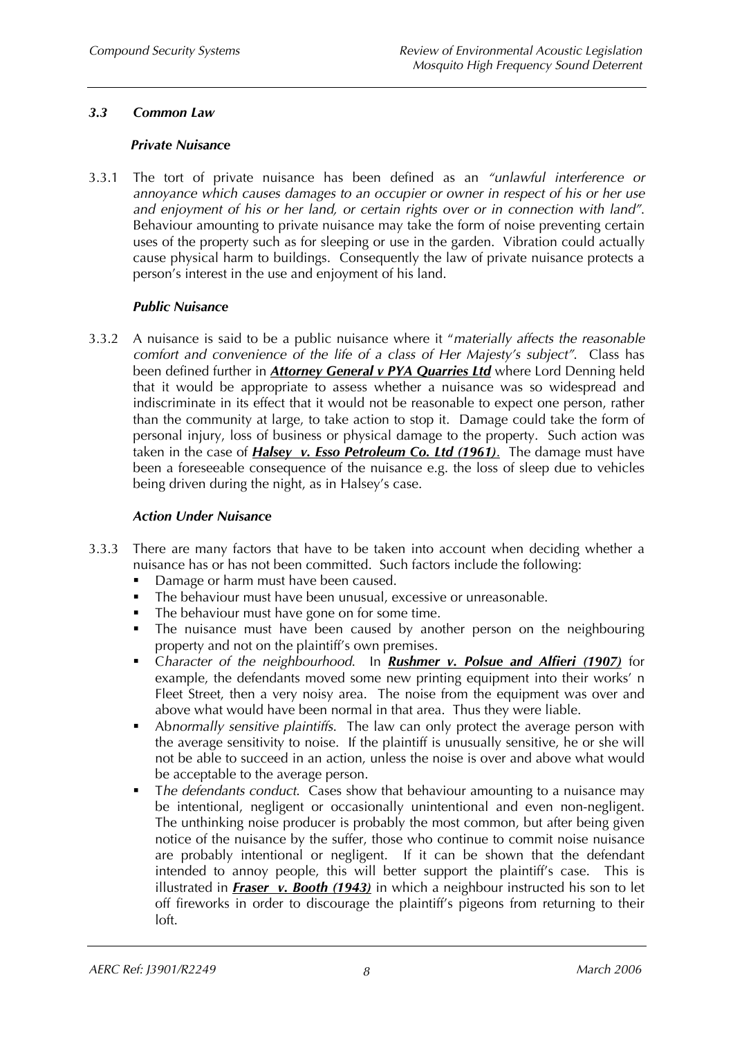### *3.3 Common Law*

#### *Private Nuisance*

3.3.1 The tort of private nuisance has been defined as an *"unlawful interference or annoyance which causes damages to an occupier or owner in respect of his or her use and enjoyment of his or her land, or certain rights over or in connection with land"*. Behaviour amounting to private nuisance may take the form of noise preventing certain uses of the property such as for sleeping or use in the garden. Vibration could actually cause physical harm to buildings. Consequently the law of private nuisance protects a person's interest in the use and enjoyment of his land.

#### *Public Nuisance*

3.3.2 A nuisance is said to be a public nuisance where it "*materially affects the reasonable comfort and convenience of the life of a class of Her Majesty's subject"*. Class has been defined further in ***Attorney General v PYA Quarries Ltd*** where Lord Denning held that it would be appropriate to assess whether a nuisance was so widespread and indiscriminate in its effect that it would not be reasonable to expect one person, rather than the community at large, to take action to stop it. Damage could take the form of personal injury, loss of business or physical damage to the property. Such action was taken in the case of ***Halsey v. Esso Petroleum Co. Ltd (1961)***. The damage must have been a foreseeable consequence of the nuisance e.g. the loss of sleep due to vehicles being driven during the night, as in Halsey's case.

#### *Action Under Nuisance*

3.3.3 There are many factors that have to be taken into account when deciding whether a nuisance has or has not been committed. Such factors include the following:

- Damage or harm must have been caused.
- The behaviour must have been unusual, excessive or unreasonable.
- The behaviour must have gone on for some time.
- The nuisance must have been caused by another person on the neighbouring property and not on the plaintiff's own premises.
- C*haracter of the neighbourhood.* In ***Rushmer v. Polsue and Alfieri (1907)*** for example, the defendants moved some new printing equipment into their works' n Fleet Street, then a very noisy area. The noise from the equipment was over and above what would have been normal in that area. Thus they were liable.
- Ab*normally sensitive plaintiffs*. The law can only protect the average person with the average sensitivity to noise. If the plaintiff is unusually sensitive, he or she will not be able to succeed in an action, unless the noise is over and above what would be acceptable to the average person.
- T*he defendants conduct.* Cases show that behaviour amounting to a nuisance may be intentional, negligent or occasionally unintentional and even non-negligent. The unthinking noise producer is probably the most common, but after being given notice of the nuisance by the suffer, those who continue to commit noise nuisance are probably intentional or negligent. If it can be shown that the defendant intended to annoy people, this will better support the plaintiff's case. This is illustrated in ***Fraser v. Booth (1943)*** in which a neighbour instructed his son to let off fireworks in order to discourage the plaintiff's pigeons from returning to their loft.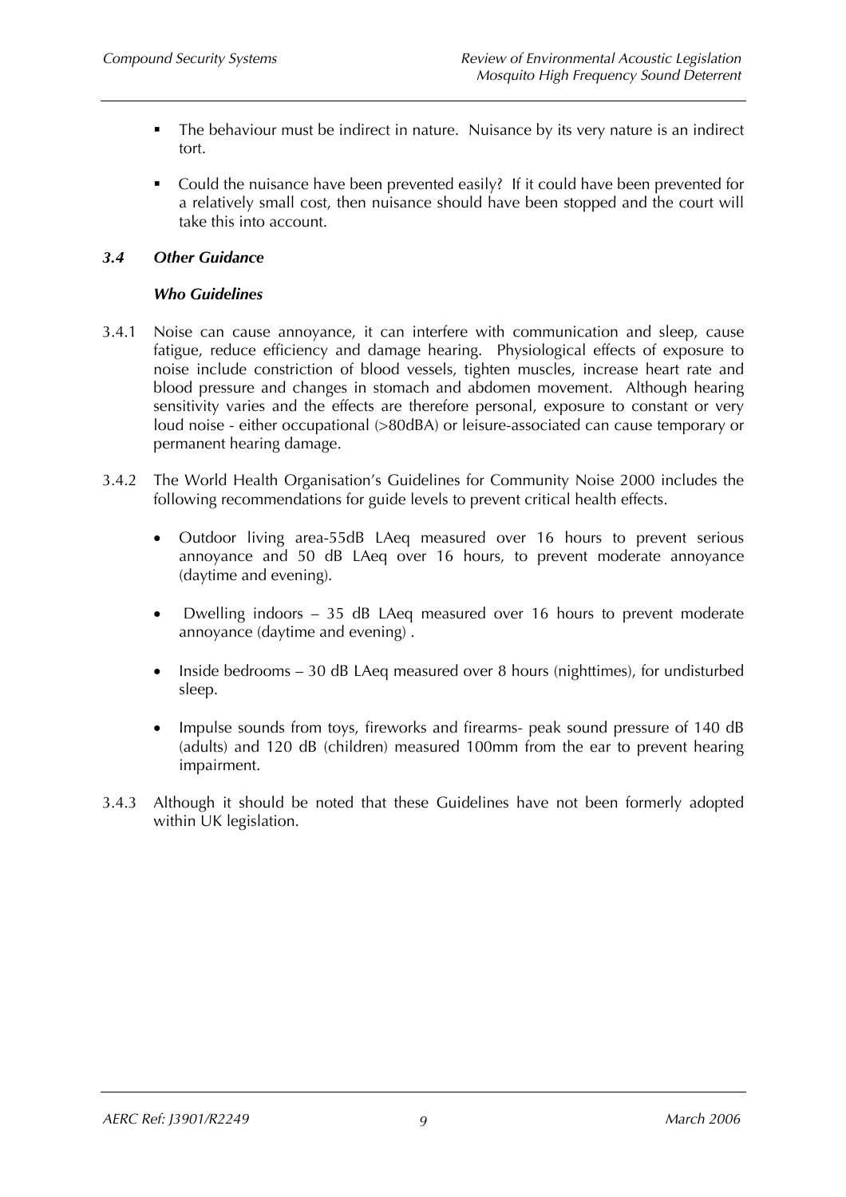- The behaviour must be indirect in nature. Nuisance by its very nature is an indirect tort.

- Could the nuisance have been prevented easily? If it could have been prevented for a relatively small cost, then nuisance should have been stopped and the court will take this into account.

### *3.4 Other Guidance*

#### *Who Guidelines*

3.4.1 Noise can cause annoyance, it can interfere with communication and sleep, cause fatigue, reduce efficiency and damage hearing. Physiological effects of exposure to noise include constriction of blood vessels, tighten muscles, increase heart rate and blood pressure and changes in stomach and abdomen movement. Although hearing sensitivity varies and the effects are therefore personal, exposure to constant or very loud noise - either occupational (>80dBA) or leisure-associated can cause temporary or permanent hearing damage.

3.4.2 The World Health Organisation's Guidelines for Community Noise 2000 includes the following recommendations for guide levels to prevent critical health effects.

- Outdoor living area-55dB LAeq measured over 16 hours to prevent serious annoyance and 50 dB LAeq over 16 hours, to prevent moderate annoyance (daytime and evening).

- Dwelling indoors – 35 dB LAeq measured over 16 hours to prevent moderate annoyance (daytime and evening) .

- Inside bedrooms – 30 dB LAeq measured over 8 hours (nighttimes), for undisturbed sleep.

- Impulse sounds from toys, fireworks and firearms- peak sound pressure of 140 dB (adults) and 120 dB (children) measured 100mm from the ear to prevent hearing impairment.

3.4.3 Although it should be noted that these Guidelines have not been formerly adopted within UK legislation.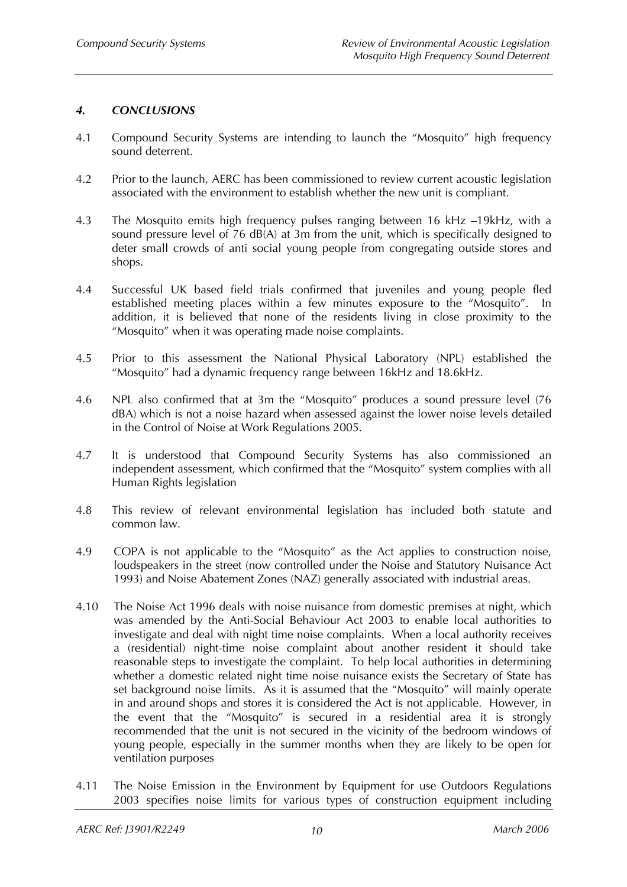## *4. CONCLUSIONS*

4.1 Compound Security Systems are intending to launch the "Mosquito" high frequency sound deterrent.

4.2 Prior to the launch, AERC has been commissioned to review current acoustic legislation associated with the environment to establish whether the new unit is compliant.

4.3 The Mosquito emits high frequency pulses ranging between 16 kHz –19kHz, with a sound pressure level of 76 dB(A) at 3m from the unit, which is specifically designed to deter small crowds of anti social young people from congregating outside stores and shops.

4.4 Successful UK based field trials confirmed that juveniles and young people fled established meeting places within a few minutes exposure to the "Mosquito". In addition, it is believed that none of the residents living in close proximity to the "Mosquito" when it was operating made noise complaints.

4.5 Prior to this assessment the National Physical Laboratory (NPL) established the "Mosquito" had a dynamic frequency range between 16kHz and 18.6kHz.

4.6 NPL also confirmed that at 3m the "Mosquito" produces a sound pressure level (76 dBA) which is not a noise hazard when assessed against the lower noise levels detailed in the Control of Noise at Work Regulations 2005.

4.7 It is understood that Compound Security Systems has also commissioned an independent assessment, which confirmed that the "Mosquito" system complies with all Human Rights legislation

4.8 This review of relevant environmental legislation has included both statute and common law.

4.9 COPA is not applicable to the "Mosquito" as the Act applies to construction noise, loudspeakers in the street (now controlled under the Noise and Statutory Nuisance Act 1993) and Noise Abatement Zones (NAZ) generally associated with industrial areas.

4.10 The Noise Act 1996 deals with noise nuisance from domestic premises at night, which was amended by the Anti-Social Behaviour Act 2003 to enable local authorities to investigate and deal with night time noise complaints. When a local authority receives a (residential) night-time noise complaint about another resident it should take reasonable steps to investigate the complaint. To help local authorities in determining whether a domestic related night time noise nuisance exists the Secretary of State has set background noise limits. As it is assumed that the "Mosquito" will mainly operate in and around shops and stores it is considered the Act is not applicable. However, in the event that the "Mosquito" is secured in a residential area it is strongly recommended that the unit is not secured in the vicinity of the bedroom windows of young people, especially in the summer months when they are likely to be open for ventilation purposes

4.11 The Noise Emission in the Environment by Equipment for use Outdoors Regulations 2003 specifies noise limits for various types of construction equipment including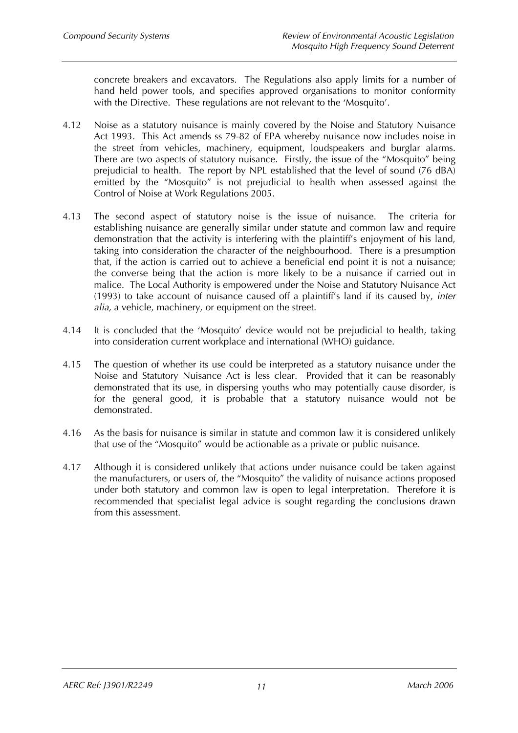concrete breakers and excavators. The Regulations also apply limits for a number of hand held power tools, and specifies approved organisations to monitor conformity with the Directive. These regulations are not relevant to the 'Mosquito'.

4.12 Noise as a statutory nuisance is mainly covered by the Noise and Statutory Nuisance Act 1993. This Act amends ss 79-82 of EPA whereby nuisance now includes noise in the street from vehicles, machinery, equipment, loudspeakers and burglar alarms. There are two aspects of statutory nuisance. Firstly, the issue of the "Mosquito" being prejudicial to health. The report by NPL established that the level of sound (76 dBA) emitted by the "Mosquito" is not prejudicial to health when assessed against the Control of Noise at Work Regulations 2005.

4.13 The second aspect of statutory noise is the issue of nuisance. The criteria for establishing nuisance are generally similar under statute and common law and require demonstration that the activity is interfering with the plaintiff's enjoyment of his land, taking into consideration the character of the neighbourhood. There is a presumption that, if the action is carried out to achieve a beneficial end point it is not a nuisance; the converse being that the action is more likely to be a nuisance if carried out in malice. The Local Authority is empowered under the Noise and Statutory Nuisance Act (1993) to take account of nuisance caused off a plaintiff's land if its caused by, *inter alia,* a vehicle, machinery, or equipment on the street.

4.14 It is concluded that the 'Mosquito' device would not be prejudicial to health, taking into consideration current workplace and international (WHO) guidance.

4.15 The question of whether its use could be interpreted as a statutory nuisance under the Noise and Statutory Nuisance Act is less clear. Provided that it can be reasonably demonstrated that its use, in dispersing youths who may potentially cause disorder, is for the general good, it is probable that a statutory nuisance would not be demonstrated.

4.16 As the basis for nuisance is similar in statute and common law it is considered unlikely that use of the "Mosquito" would be actionable as a private or public nuisance.

4.17 Although it is considered unlikely that actions under nuisance could be taken against the manufacturers, or users of, the "Mosquito" the validity of nuisance actions proposed under both statutory and common law is open to legal interpretation. Therefore it is recommended that specialist legal advice is sought regarding the conclusions drawn from this assessment.